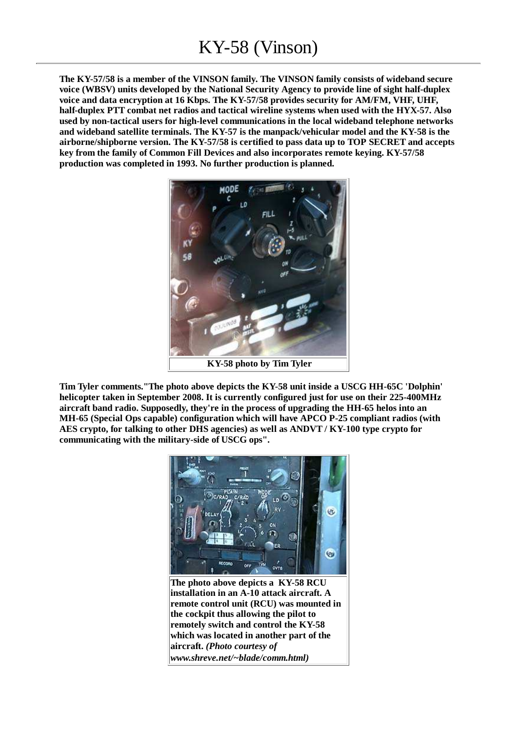# KY-58 (Vinson)

**The KY-57/58 is a member of the VINSON family. The VINSON family consists of wideband secure voice (WBSV) units developed by the National Security Agency to provide line of sight half-duplex voice and data encryption at 16 Kbps. The KY-57/58 provides security for AM/FM, VHF, UHF, half-duplex PTT combat net radios and tactical wireline systems when used with the HYX-57. Also used by non-tactical users for high-level communications in the local wideband telephone networks and wideband satellite terminals. The KY-57 is the manpack/vehicular model and the KY-58 is the airborne/shipborne version. The KY-57/58 is certified to pass data up to TOP SECRET and accepts key from the family of Common Fill Devices and also incorporates remote keying. KY-57/58 production was completed in 1993. No further production is planned.**

**KY-58 photo by Tim Tyler**

**Tim Tyler comments."The photo above depicts the KY-58 unit inside a USCG HH-65C 'Dolphin' helicopter taken in September 2008. It is currently configured just for use on their 225-400MHz aircraft band radio. Supposedly, they're in the process of upgrading the HH-65 helos into an MH-65 (Special Ops capable) configuration which will have APCO P-25 compliant radios (with AES crypto, for talking to other DHS agencies) as well as ANDVT / KY-100 type crypto for communicating with the military-side of USCG ops".**

**The photo above depicts a KY-58 RCU installation in an A-10 attack aircraft. A remote control unit (RCU) was mounted in the cockpit thus allowing the pilot to remotely switch and control the KY-58 which was located in another part of the aircraft.** ***(Photo courtesy of www.shreve.net/~blade/comm.html)***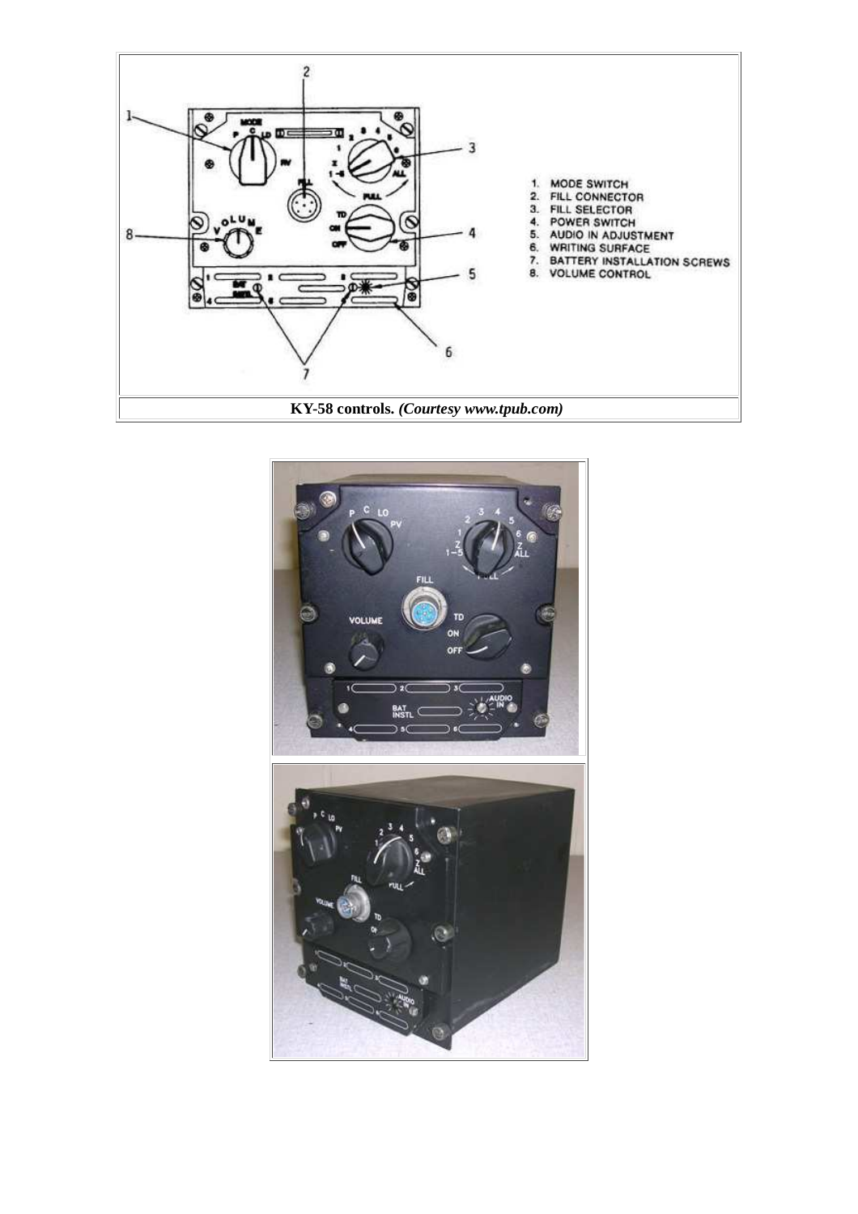1. MODE SWITCH
2. FILL CONNECTOR
3. FILL SELECTOR
4. POWER SWITCH
5. AUDIO IN ADJUSTMENT
6. WRITING SURFACE
7. BATTERY INSTALLATION SCREWS
8. VOLUME CONTROL

**KY-58 controls.** ***(Courtesy www.tpub.com)***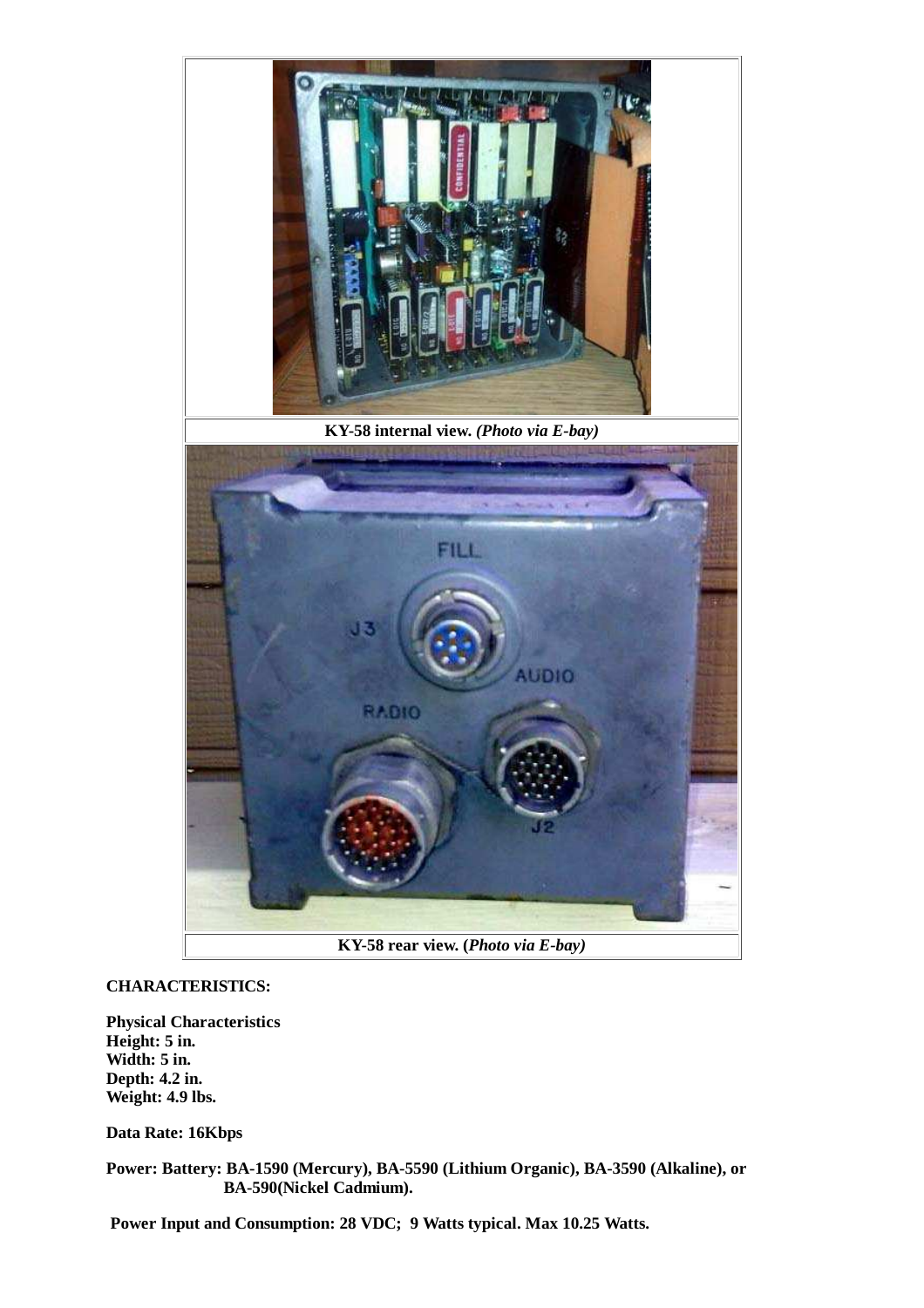KY-58 internal view. *(Photo via E-bay)*

KY-58 rear view. (*Photo via E-bay)*

**CHARACTERISTICS:**

**Physical Characteristics**
**Height: 5 in.**
**Width: 5 in.**
**Depth: 4.2 in.**
**Weight: 4.9 lbs.**

**Data Rate: 16Kbps**

**Power: Battery: BA-1590 (Mercury), BA-5590 (Lithium Organic), BA-3590 (Alkaline), or BA-590(Nickel Cadmium).**

**Power Input and Consumption: 28 VDC; 9 Watts typical. Max 10.25 Watts.**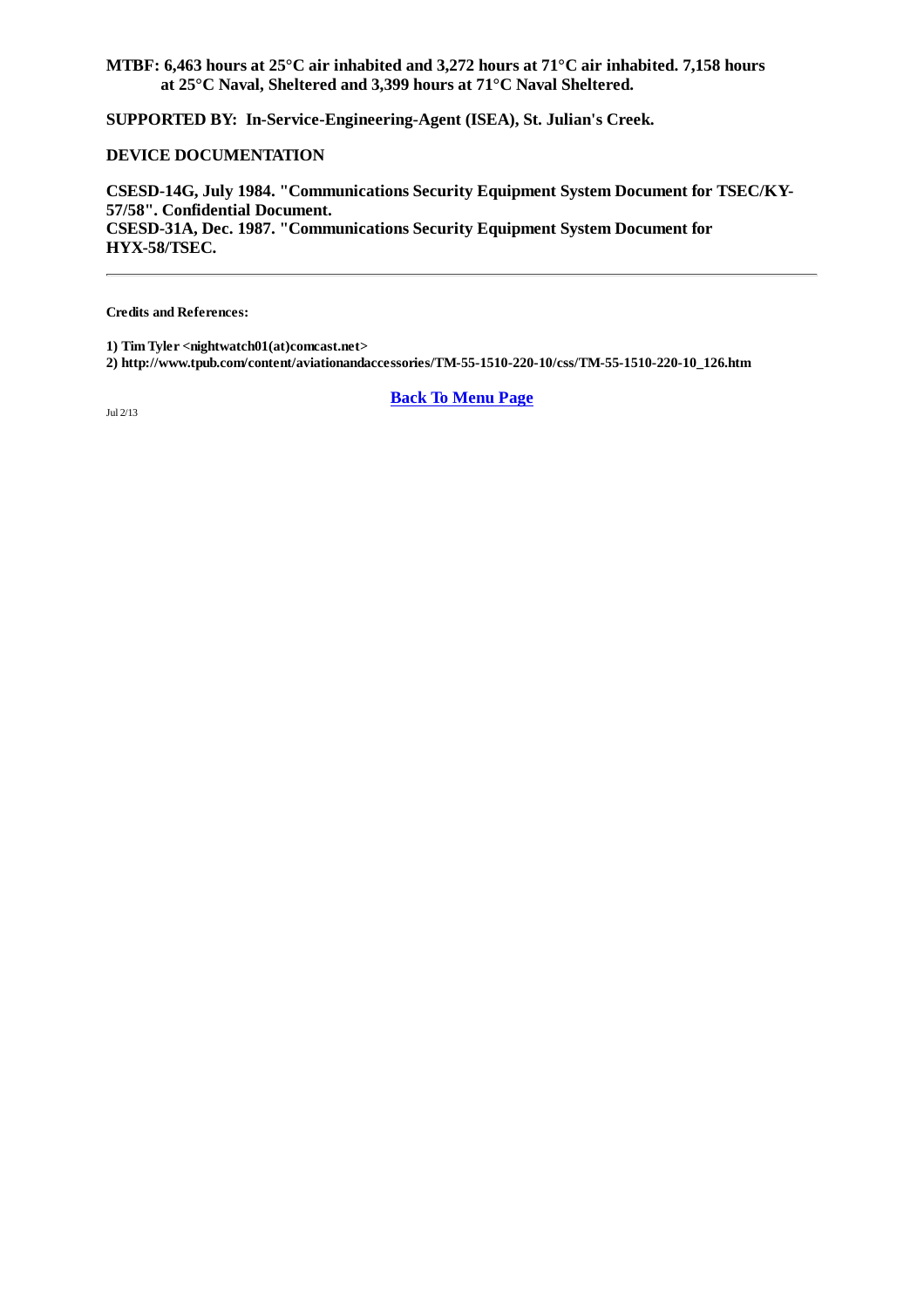**MTBF: 6,463 hours at 25°C air inhabited and 3,272 hours at 71°C air inhabited. 7,158 hours at 25°C Naval, Sheltered and 3,399 hours at 71°C Naval Sheltered.**

**SUPPORTED BY: In-Service-Engineering-Agent (ISEA), St. Julian's Creek.**

**DEVICE DOCUMENTATION**

**CSESD-14G, July 1984. "Communications Security Equipment System Document for TSEC/KY-57/58". Confidential Document.**
**CSESD-31A, Dec. 1987. "Communications Security Equipment System Document for HYX-58/TSEC.**

---

**Credits and References:**

**1) Tim Tyler <nightwatch01(at)comcast.net>**
**2) http://www.tpub.com/content/aviationandaccessories/TM-55-1510-220-10/css/TM-55-1510-220-10_126.htm**

**Back To Menu Page**

Jul 2/13